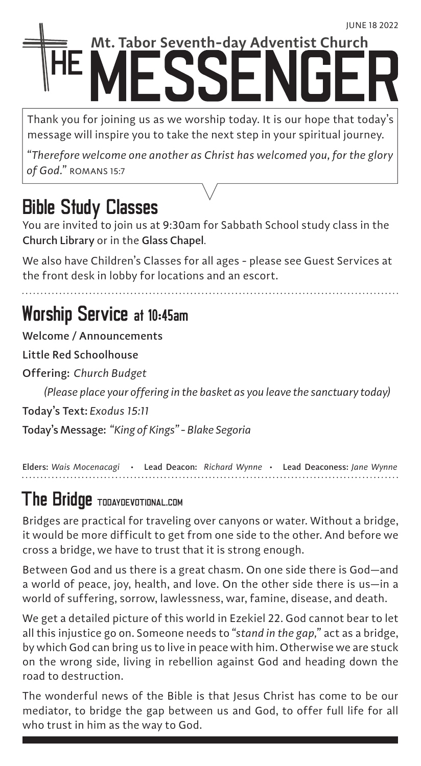JUNE 18 2022

# THE MESSENGER

**Mt. Tabor Seventh-day Adventist Church**

Thank you for joining us as we worship today. It is our hope that today's message will inspire you to take the next step in your spiritual journey.

*"Therefore welcome one another as Christ has welcomed you, for the glory of God."* ROMANS 15:7

## Bible Study Classes

You are invited to join us at 9:30am for Sabbath School study class in the **Church Library** or in the **Glass Chapel**.

We also have Children's Classes for all ages - please see Guest Services at the front desk in lobby for locations and an escort.

## Worship Service at 10:45am

**Welcome / Announcements**

**Little Red Schoolhouse**

**Offering:** *Church Budget*

*(Please place your offering in the basket as you leave the sanctuary today)*

**Today's Text:** *Exodus 15:11*

**Today's Message:** *"King of Kings" - Blake Segoria*

**Elders:** *Wais Mocenacagi* • **Lead Deacon:** *Richard Wynne* • **Lead Deaconess:** *Jane Wynne*

## The Bridge TODAYDEVOTIONAL.COM

Bridges are practical for traveling over canyons or water. Without a bridge, it would be more difficult to get from one side to the other. And before we cross a bridge, we have to trust that it is strong enough.

Between God and us there is a great chasm. On one side there is God—and a world of peace, joy, health, and love. On the other side there is us—in a world of suffering, sorrow, lawlessness, war, famine, disease, and death.

We get a detailed picture of this world in Ezekiel 22. God cannot bear to let all this injustice go on. Someone needs to *"stand in the gap,"* act as a bridge, by which God can bring us to live in peace with him. Otherwise we are stuck on the wrong side, living in rebellion against God and heading down the road to destruction.

The wonderful news of the Bible is that Jesus Christ has come to be our mediator, to bridge the gap between us and God, to offer full life for all who trust in him as the way to God.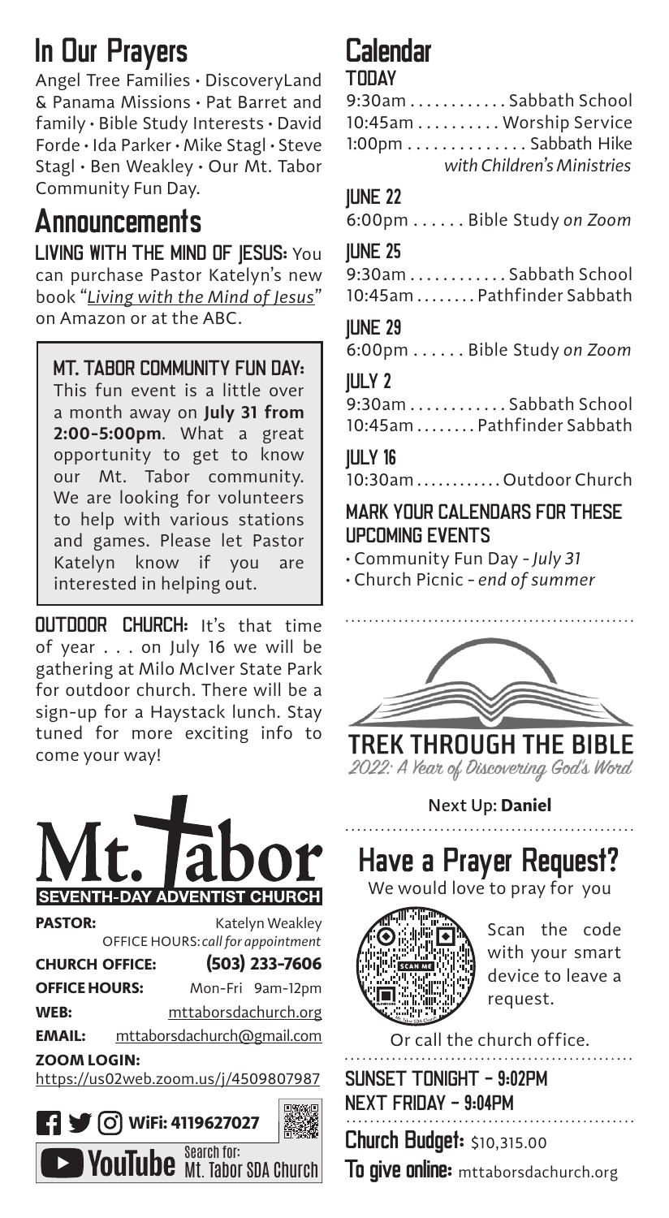# In Our Prayers

Angel Tree Families • DiscoveryLand & Panama Missions • Pat Barret and family • Bible Study Interests • David Forde • Ida Parker • Mike Stagl • Steve Stagl • Ben Weakley • Our Mt. Tabor Community Fun Day.

# Announcements

**LIVING WITH THE MIND OF JESUS:** You can purchase Pastor Katelyn's new book "*Living with the Mind of Jesus*" on Amazon or at the ABC.

**MT. TABOR COMMUNITY FUN DAY:** This fun event is a little over a month away on **July 31 from 2:00-5:00pm**. What a great opportunity to get to know our Mt. Tabor community. We are looking for volunteers to help with various stations and games. Please let Pastor Katelyn know if you are interested in helping out.

**OUTDOOR CHURCH:** It's that time of year . . . on July 16 we will be gathering at Milo McIver State Park for outdoor church. There will be a sign-up for a Haystack lunch. Stay tuned for more exciting info to come your way!

## Mt. Tabor Seventh-Day Adventist Church

**PASTOR:** Katelyn Weakley
OFFICE HOURS: *call for appointment*

**CHURCH OFFICE:** (503) 233-7606

**OFFICE HOURS:** Mon-Fri 9am-12pm

**WEB:** mttaborsdachurch.org

**EMAIL:** mttaborsdachurch@gmail.com

**ZOOM LOGIN:**
https://us02web.zoom.us/j/4509807987

WiFi: 4119627027

YouTube Search for: Mt. Tabor SDA Church

# Calendar

### TODAY

9:30am . . . . . . . . . . . . Sabbath School
10:45am . . . . . . . . . . Worship Service
1:00pm . . . . . . . . . . . . . . Sabbath Hike
*with Children's Ministries*

### JUNE 22

6:00pm . . . . . . Bible Study *on Zoom*

### JUNE 25

9:30am . . . . . . . . . . . . Sabbath School
10:45am . . . . . . . . Pathfinder Sabbath

### JUNE 29

6:00pm . . . . . . Bible Study *on Zoom*

### JULY 2

9:30am . . . . . . . . . . . . Sabbath School
10:45am . . . . . . . . Pathfinder Sabbath

### JULY 16

10:30am . . . . . . . . . . . . Outdoor Church

### MARK YOUR CALENDARS FOR THESE UPCOMING EVENTS

- Community Fun Day - *July 31*
- Church Picnic - *end of summer*

**TREK THROUGH THE BIBLE**
*2022: A Year of Discovering God's Word*

Next Up: **Daniel**

# Have a Prayer Request?

We would love to pray for you

Scan the code with your smart device to leave a request.

Or call the church office.

**SUNSET TONIGHT - 9:02PM**
**NEXT FRIDAY - 9:04PM**

**Church Budget:** $10,315.00

**To give online:** mttaborsdachurch.org